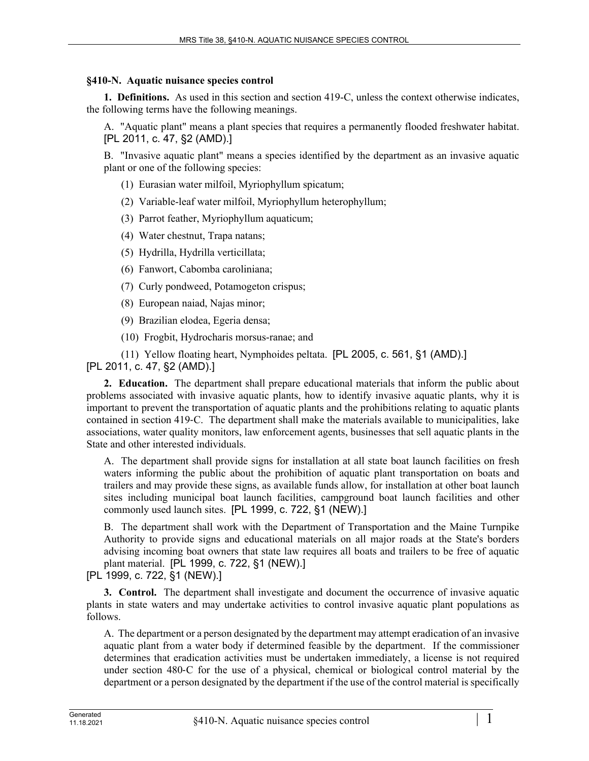## §410-N. Aquatic nuisance species control

**1. Definitions.** As used in this section and section 419-C, unless the context otherwise indicates, the following terms have the following meanings.

A. "Aquatic plant" means a plant species that requires a permanently flooded freshwater habitat. [PL 2011, c. 47, §2 (AMD).]

B. "Invasive aquatic plant" means a species identified by the department as an invasive aquatic plant or one of the following species:

(1) Eurasian water milfoil, Myriophyllum spicatum;

(2) Variable-leaf water milfoil, Myriophyllum heterophyllum;

(3) Parrot feather, Myriophyllum aquaticum;

(4) Water chestnut, Trapa natans;

(5) Hydrilla, Hydrilla verticillata;

(6) Fanwort, Cabomba caroliniana;

(7) Curly pondweed, Potamogeton crispus;

(8) European naiad, Najas minor;

(9) Brazilian elodea, Egeria densa;

(10) Frogbit, Hydrocharis morsus-ranae; and

(11) Yellow floating heart, Nymphoides peltata. [PL 2005, c. 561, §1 (AMD).]

[PL 2011, c. 47, §2 (AMD).]

**2. Education.** The department shall prepare educational materials that inform the public about problems associated with invasive aquatic plants, how to identify invasive aquatic plants, why it is important to prevent the transportation of aquatic plants and the prohibitions relating to aquatic plants contained in section 419-C. The department shall make the materials available to municipalities, lake associations, water quality monitors, law enforcement agents, businesses that sell aquatic plants in the State and other interested individuals.

A. The department shall provide signs for installation at all state boat launch facilities on fresh waters informing the public about the prohibition of aquatic plant transportation on boats and trailers and may provide these signs, as available funds allow, for installation at other boat launch sites including municipal boat launch facilities, campground boat launch facilities and other commonly used launch sites. [PL 1999, c. 722, §1 (NEW).]

B. The department shall work with the Department of Transportation and the Maine Turnpike Authority to provide signs and educational materials on all major roads at the State's borders advising incoming boat owners that state law requires all boats and trailers to be free of aquatic plant material. [PL 1999, c. 722, §1 (NEW).]

[PL 1999, c. 722, §1 (NEW).]

**3. Control.** The department shall investigate and document the occurrence of invasive aquatic plants in state waters and may undertake activities to control invasive aquatic plant populations as follows.

A. The department or a person designated by the department may attempt eradication of an invasive aquatic plant from a water body if determined feasible by the department. If the commissioner determines that eradication activities must be undertaken immediately, a license is not required under section 480-C for the use of a physical, chemical or biological control material by the department or a person designated by the department if the use of the control material is specifically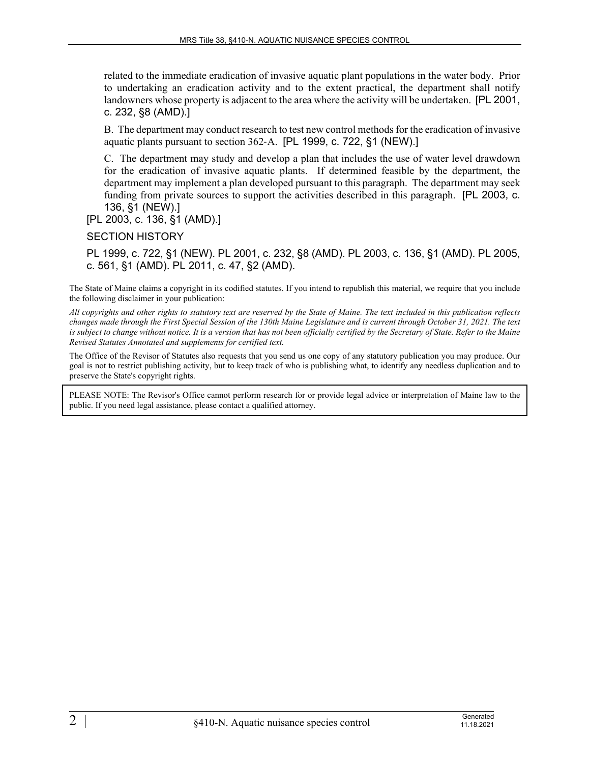related to the immediate eradication of invasive aquatic plant populations in the water body. Prior to undertaking an eradication activity and to the extent practical, the department shall notify landowners whose property is adjacent to the area where the activity will be undertaken. [PL 2001, c. 232, §8 (AMD).]

B. The department may conduct research to test new control methods for the eradication of invasive aquatic plants pursuant to section 362-A. [PL 1999, c. 722, §1 (NEW).]

C. The department may study and develop a plan that includes the use of water level drawdown for the eradication of invasive aquatic plants. If determined feasible by the department, the department may implement a plan developed pursuant to this paragraph. The department may seek funding from private sources to support the activities described in this paragraph. [PL 2003, c. 136, §1 (NEW).]

[PL 2003, c. 136, §1 (AMD).]

SECTION HISTORY

PL 1999, c. 722, §1 (NEW). PL 2001, c. 232, §8 (AMD). PL 2003, c. 136, §1 (AMD). PL 2005, c. 561, §1 (AMD). PL 2011, c. 47, §2 (AMD).

The State of Maine claims a copyright in its codified statutes. If you intend to republish this material, we require that you include the following disclaimer in your publication:

*All copyrights and other rights to statutory text are reserved by the State of Maine. The text included in this publication reflects changes made through the First Special Session of the 130th Maine Legislature and is current through October 31, 2021. The text is subject to change without notice. It is a version that has not been officially certified by the Secretary of State. Refer to the Maine Revised Statutes Annotated and supplements for certified text.*

The Office of the Revisor of Statutes also requests that you send us one copy of any statutory publication you may produce. Our goal is not to restrict publishing activity, but to keep track of who is publishing what, to identify any needless duplication and to preserve the State's copyright rights.

PLEASE NOTE: The Revisor's Office cannot perform research for or provide legal advice or interpretation of Maine law to the public. If you need legal assistance, please contact a qualified attorney.